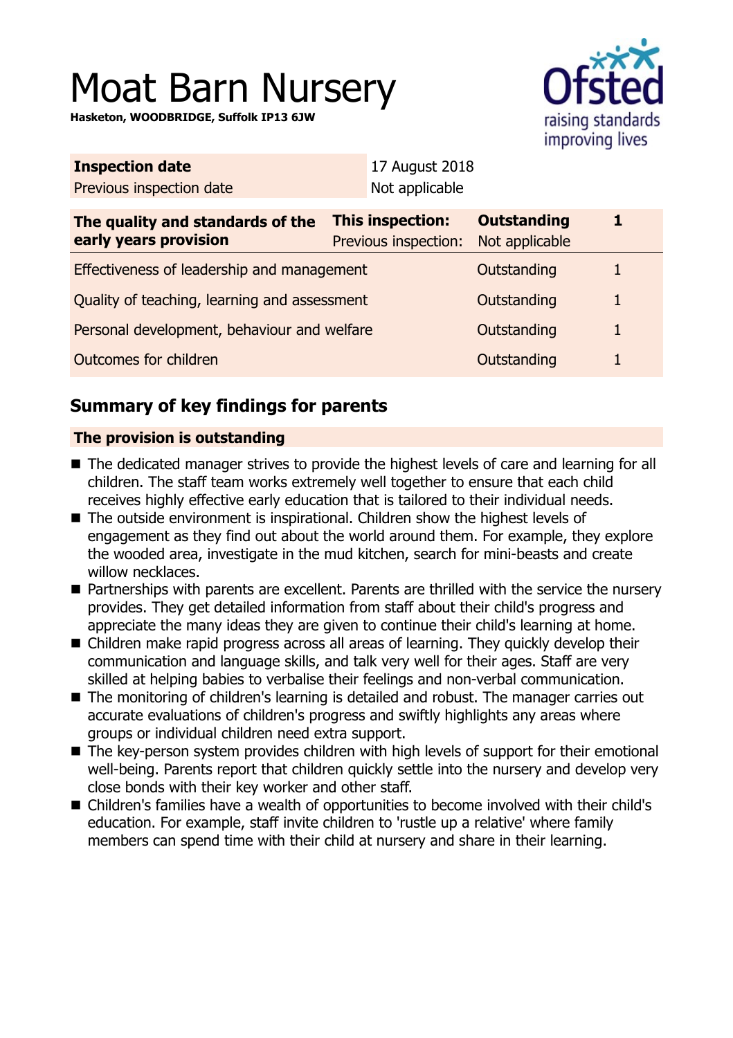# Moat Barn Nursery

**Hasketon, WOODBRIDGE, Suffolk IP13 6JW**

| **Inspection date** | 17 August 2018 |
|---|---|
| Previous inspection date | Not applicable |

| **The quality and standards of the early years provision** | **This inspection:** | **Outstanding** | **1** |
|---|---|---|---|
| | Previous inspection: | Not applicable | |
| Effectiveness of leadership and management | | Outstanding | 1 |
| Quality of teaching, learning and assessment | | Outstanding | 1 |
| Personal development, behaviour and welfare | | Outstanding | 1 |
| Outcomes for children | | Outstanding | 1 |

## Summary of key findings for parents

### The provision is outstanding

- The dedicated manager strives to provide the highest levels of care and learning for all children. The staff team works extremely well together to ensure that each child receives highly effective early education that is tailored to their individual needs.
- The outside environment is inspirational. Children show the highest levels of engagement as they find out about the world around them. For example, they explore the wooded area, investigate in the mud kitchen, search for mini-beasts and create willow necklaces.
- Partnerships with parents are excellent. Parents are thrilled with the service the nursery provides. They get detailed information from staff about their child's progress and appreciate the many ideas they are given to continue their child's learning at home.
- Children make rapid progress across all areas of learning. They quickly develop their communication and language skills, and talk very well for their ages. Staff are very skilled at helping babies to verbalise their feelings and non-verbal communication.
- The monitoring of children's learning is detailed and robust. The manager carries out accurate evaluations of children's progress and swiftly highlights any areas where groups or individual children need extra support.
- The key-person system provides children with high levels of support for their emotional well-being. Parents report that children quickly settle into the nursery and develop very close bonds with their key worker and other staff.
- Children's families have a wealth of opportunities to become involved with their child's education. For example, staff invite children to 'rustle up a relative' where family members can spend time with their child at nursery and share in their learning.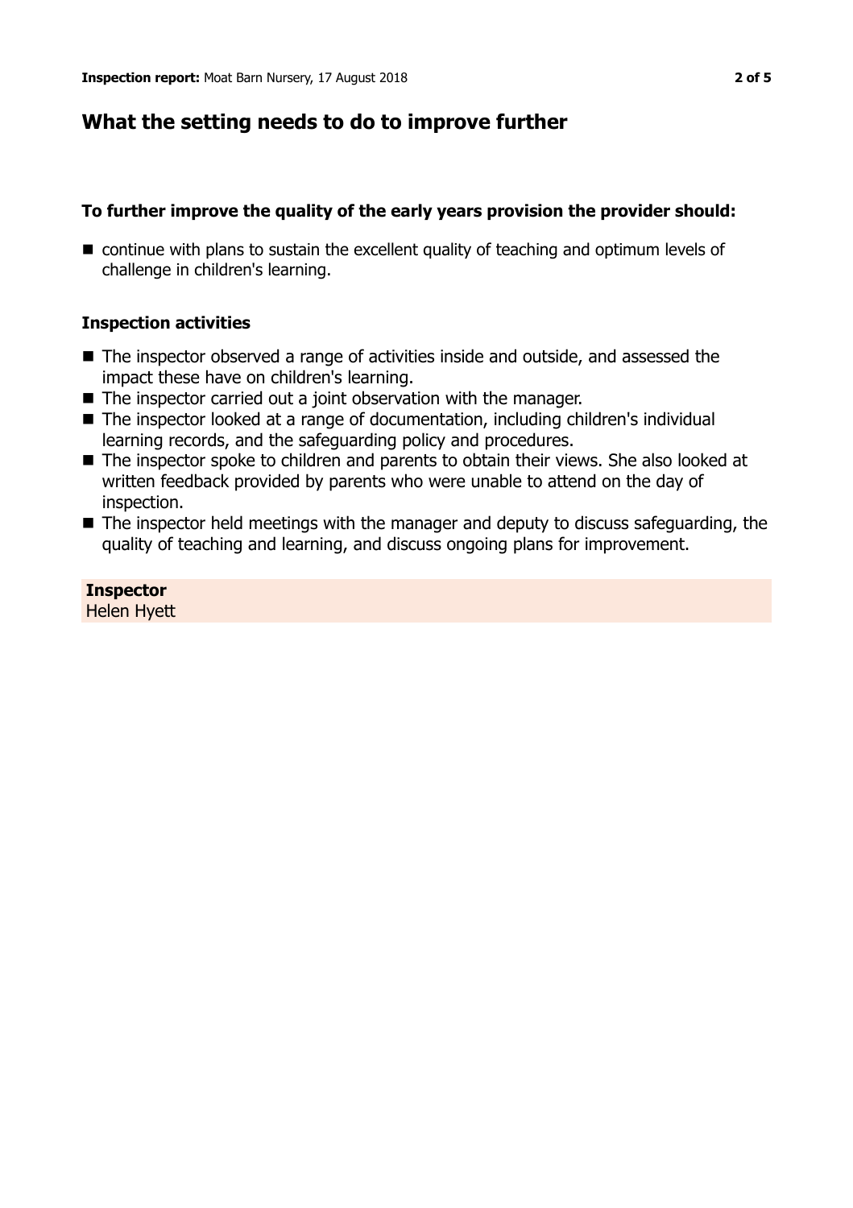## What the setting needs to do to improve further

### To further improve the quality of the early years provision the provider should:

- continue with plans to sustain the excellent quality of teaching and optimum levels of challenge in children's learning.

### Inspection activities

- The inspector observed a range of activities inside and outside, and assessed the impact these have on children's learning.
- The inspector carried out a joint observation with the manager.
- The inspector looked at a range of documentation, including children's individual learning records, and the safeguarding policy and procedures.
- The inspector spoke to children and parents to obtain their views. She also looked at written feedback provided by parents who were unable to attend on the day of inspection.
- The inspector held meetings with the manager and deputy to discuss safeguarding, the quality of teaching and learning, and discuss ongoing plans for improvement.

**Inspector**
Helen Hyett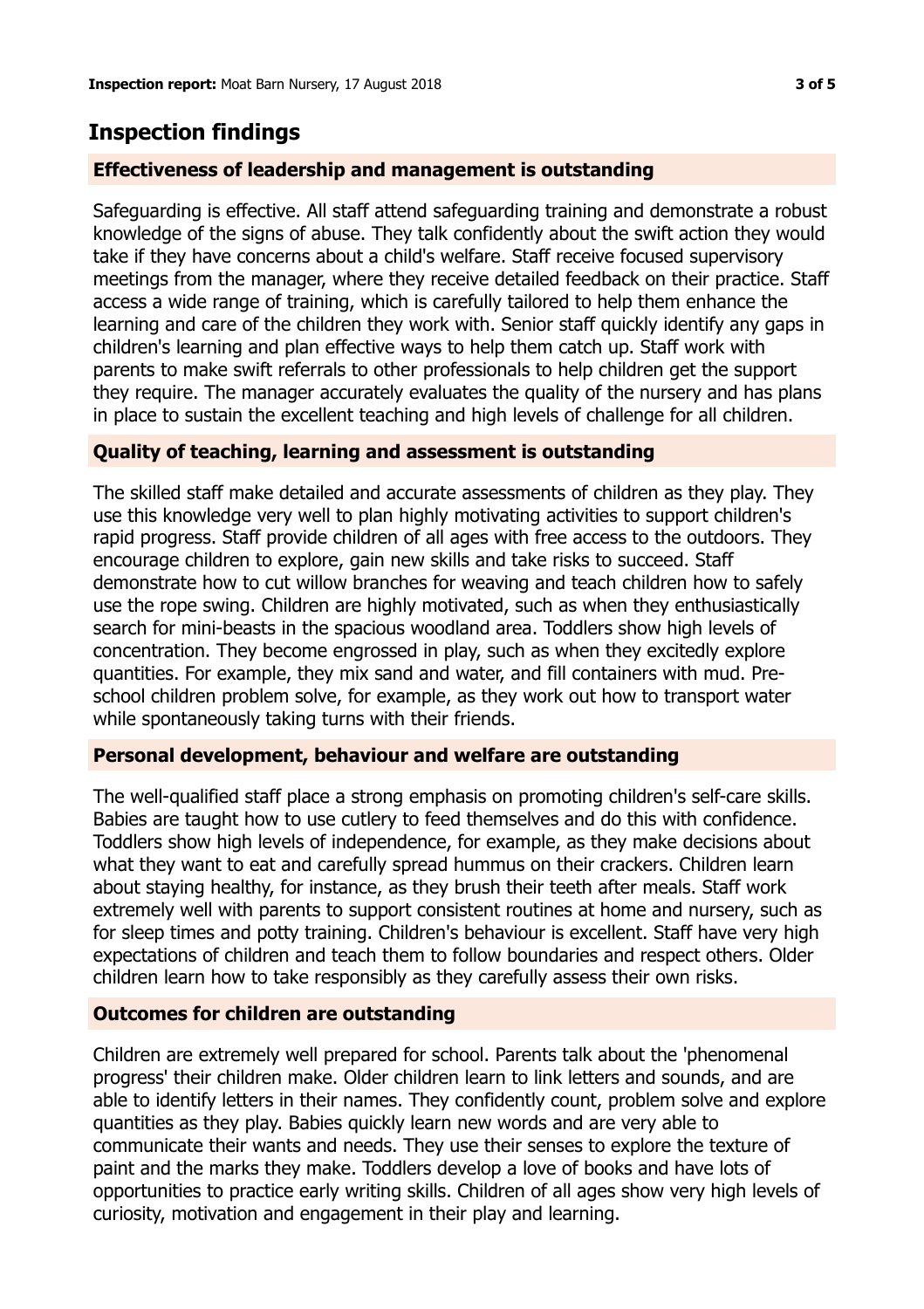## Inspection findings

### Effectiveness of leadership and management is outstanding

Safeguarding is effective. All staff attend safeguarding training and demonstrate a robust knowledge of the signs of abuse. They talk confidently about the swift action they would take if they have concerns about a child's welfare. Staff receive focused supervisory meetings from the manager, where they receive detailed feedback on their practice. Staff access a wide range of training, which is carefully tailored to help them enhance the learning and care of the children they work with. Senior staff quickly identify any gaps in children's learning and plan effective ways to help them catch up. Staff work with parents to make swift referrals to other professionals to help children get the support they require. The manager accurately evaluates the quality of the nursery and has plans in place to sustain the excellent teaching and high levels of challenge for all children.

### Quality of teaching, learning and assessment is outstanding

The skilled staff make detailed and accurate assessments of children as they play. They use this knowledge very well to plan highly motivating activities to support children's rapid progress. Staff provide children of all ages with free access to the outdoors. They encourage children to explore, gain new skills and take risks to succeed. Staff demonstrate how to cut willow branches for weaving and teach children how to safely use the rope swing. Children are highly motivated, such as when they enthusiastically search for mini-beasts in the spacious woodland area. Toddlers show high levels of concentration. They become engrossed in play, such as when they excitedly explore quantities. For example, they mix sand and water, and fill containers with mud. Pre-school children problem solve, for example, as they work out how to transport water while spontaneously taking turns with their friends.

### Personal development, behaviour and welfare are outstanding

The well-qualified staff place a strong emphasis on promoting children's self-care skills. Babies are taught how to use cutlery to feed themselves and do this with confidence. Toddlers show high levels of independence, for example, as they make decisions about what they want to eat and carefully spread hummus on their crackers. Children learn about staying healthy, for instance, as they brush their teeth after meals. Staff work extremely well with parents to support consistent routines at home and nursery, such as for sleep times and potty training. Children's behaviour is excellent. Staff have very high expectations of children and teach them to follow boundaries and respect others. Older children learn how to take responsibly as they carefully assess their own risks.

### Outcomes for children are outstanding

Children are extremely well prepared for school. Parents talk about the 'phenomenal progress' their children make. Older children learn to link letters and sounds, and are able to identify letters in their names. They confidently count, problem solve and explore quantities as they play. Babies quickly learn new words and are very able to communicate their wants and needs. They use their senses to explore the texture of paint and the marks they make. Toddlers develop a love of books and have lots of opportunities to practice early writing skills. Children of all ages show very high levels of curiosity, motivation and engagement in their play and learning.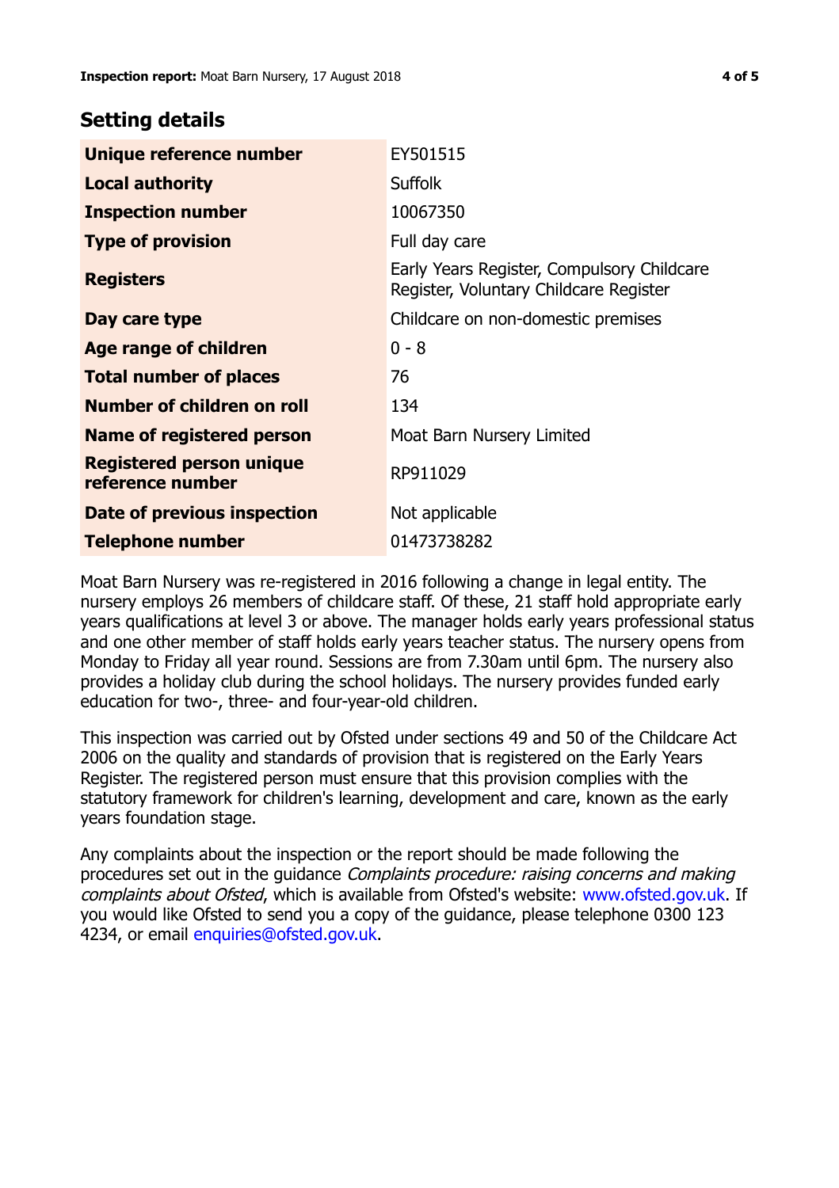## Setting details

| | |
|---|---|
| **Unique reference number** | EY501515 |
| **Local authority** | Suffolk |
| **Inspection number** | 10067350 |
| **Type of provision** | Full day care |
| **Registers** | Early Years Register, Compulsory Childcare Register, Voluntary Childcare Register |
| **Day care type** | Childcare on non-domestic premises |
| **Age range of children** | 0 - 8 |
| **Total number of places** | 76 |
| **Number of children on roll** | 134 |
| **Name of registered person** | Moat Barn Nursery Limited |
| **Registered person unique reference number** | RP911029 |
| **Date of previous inspection** | Not applicable |
| **Telephone number** | 01473738282 |

Moat Barn Nursery was re-registered in 2016 following a change in legal entity. The nursery employs 26 members of childcare staff. Of these, 21 staff hold appropriate early years qualifications at level 3 or above. The manager holds early years professional status and one other member of staff holds early years teacher status. The nursery opens from Monday to Friday all year round. Sessions are from 7.30am until 6pm. The nursery also provides a holiday club during the school holidays. The nursery provides funded early education for two-, three- and four-year-old children.

This inspection was carried out by Ofsted under sections 49 and 50 of the Childcare Act 2006 on the quality and standards of provision that is registered on the Early Years Register. The registered person must ensure that this provision complies with the statutory framework for children's learning, development and care, known as the early years foundation stage.

Any complaints about the inspection or the report should be made following the procedures set out in the guidance *Complaints procedure: raising concerns and making complaints about Ofsted*, which is available from Ofsted's website: www.ofsted.gov.uk. If you would like Ofsted to send you a copy of the guidance, please telephone 0300 123 4234, or email enquiries@ofsted.gov.uk.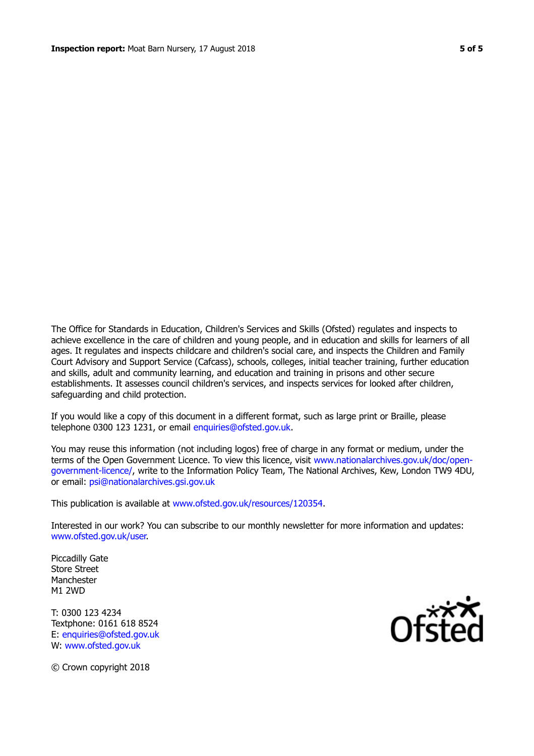The Office for Standards in Education, Children's Services and Skills (Ofsted) regulates and inspects to achieve excellence in the care of children and young people, and in education and skills for learners of all ages. It regulates and inspects childcare and children's social care, and inspects the Children and Family Court Advisory and Support Service (Cafcass), schools, colleges, initial teacher training, further education and skills, adult and community learning, and education and training in prisons and other secure establishments. It assesses council children's services, and inspects services for looked after children, safeguarding and child protection.

If you would like a copy of this document in a different format, such as large print or Braille, please telephone 0300 123 1231, or email enquiries@ofsted.gov.uk.

You may reuse this information (not including logos) free of charge in any format or medium, under the terms of the Open Government Licence. To view this licence, visit www.nationalarchives.gov.uk/doc/open-government-licence/, write to the Information Policy Team, The National Archives, Kew, London TW9 4DU, or email: psi@nationalarchives.gsi.gov.uk

This publication is available at www.ofsted.gov.uk/resources/120354.

Interested in our work? You can subscribe to our monthly newsletter for more information and updates: www.ofsted.gov.uk/user.

Piccadilly Gate
Store Street
Manchester
M1 2WD

T: 0300 123 4234
Textphone: 0161 618 8524
E: enquiries@ofsted.gov.uk
W: www.ofsted.gov.uk

© Crown copyright 2018